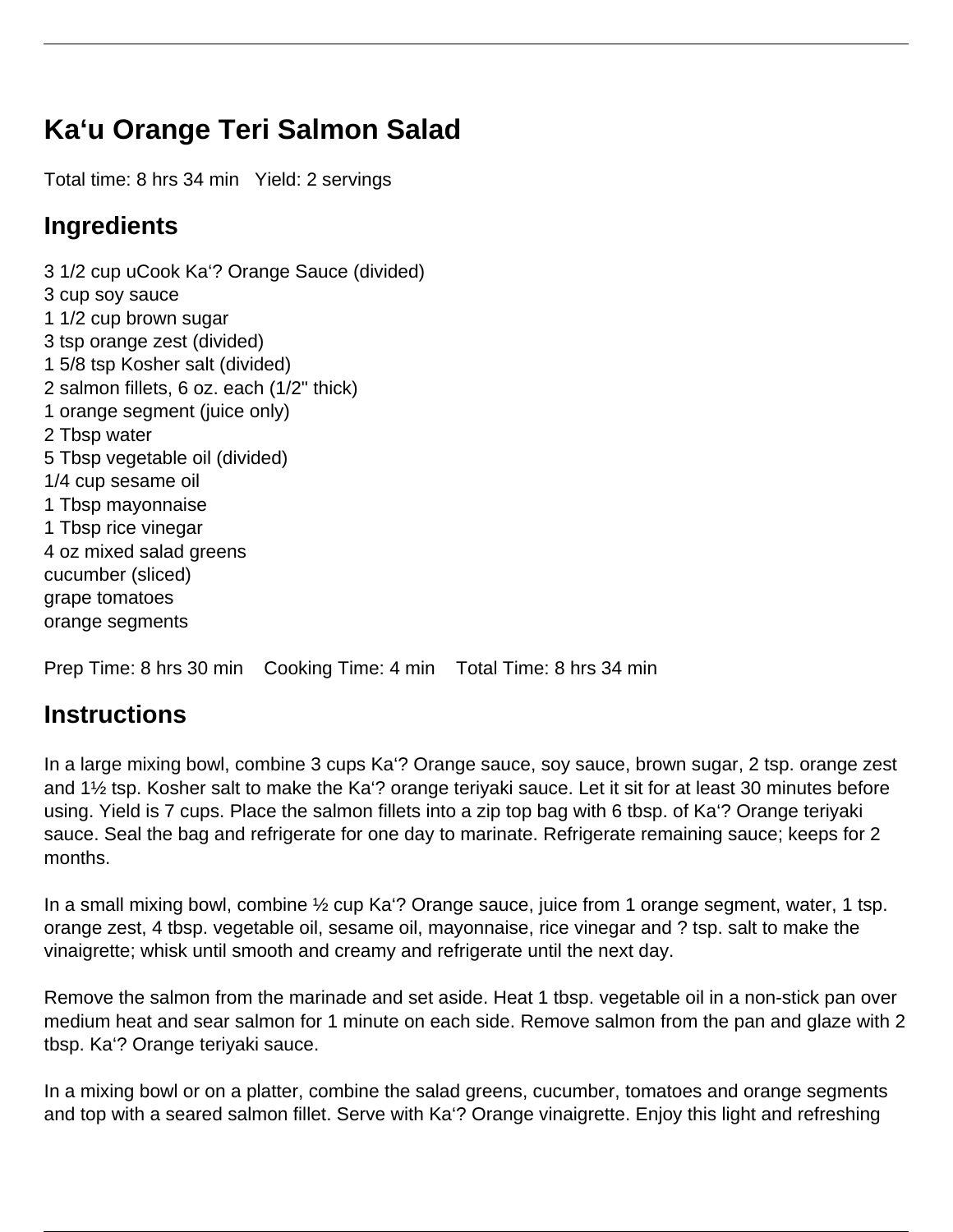# Ka‘u Orange Teri Salmon Salad

Total time: 8 hrs 34 min   Yield: 2 servings

## Ingredients

3 1/2 cup uCook Ka‘? Orange Sauce (divided)
3 cup soy sauce
1 1/2 cup brown sugar
3 tsp orange zest (divided)
1 5/8 tsp Kosher salt (divided)
2 salmon fillets, 6 oz. each (1/2" thick)
1 orange segment (juice only)
2 Tbsp water
5 Tbsp vegetable oil (divided)
1/4 cup sesame oil
1 Tbsp mayonnaise
1 Tbsp rice vinegar
4 oz mixed salad greens
cucumber (sliced)
grape tomatoes
orange segments

Prep Time: 8 hrs 30 min    Cooking Time: 4 min    Total Time: 8 hrs 34 min

## Instructions

In a large mixing bowl, combine 3 cups Ka‘? Orange sauce, soy sauce, brown sugar, 2 tsp. orange zest and 1½ tsp. Kosher salt to make the Ka‘? orange teriyaki sauce. Let it sit for at least 30 minutes before using. Yield is 7 cups. Place the salmon fillets into a zip top bag with 6 tbsp. of Ka‘? Orange teriyaki sauce. Seal the bag and refrigerate for one day to marinate. Refrigerate remaining sauce; keeps for 2 months.

In a small mixing bowl, combine ½ cup Ka‘? Orange sauce, juice from 1 orange segment, water, 1 tsp. orange zest, 4 tbsp. vegetable oil, sesame oil, mayonnaise, rice vinegar and ? tsp. salt to make the vinaigrette; whisk until smooth and creamy and refrigerate until the next day.

Remove the salmon from the marinade and set aside. Heat 1 tbsp. vegetable oil in a non-stick pan over medium heat and sear salmon for 1 minute on each side. Remove salmon from the pan and glaze with 2 tbsp. Ka‘? Orange teriyaki sauce.

In a mixing bowl or on a platter, combine the salad greens, cucumber, tomatoes and orange segments and top with a seared salmon fillet. Serve with Ka‘? Orange vinaigrette. Enjoy this light and refreshing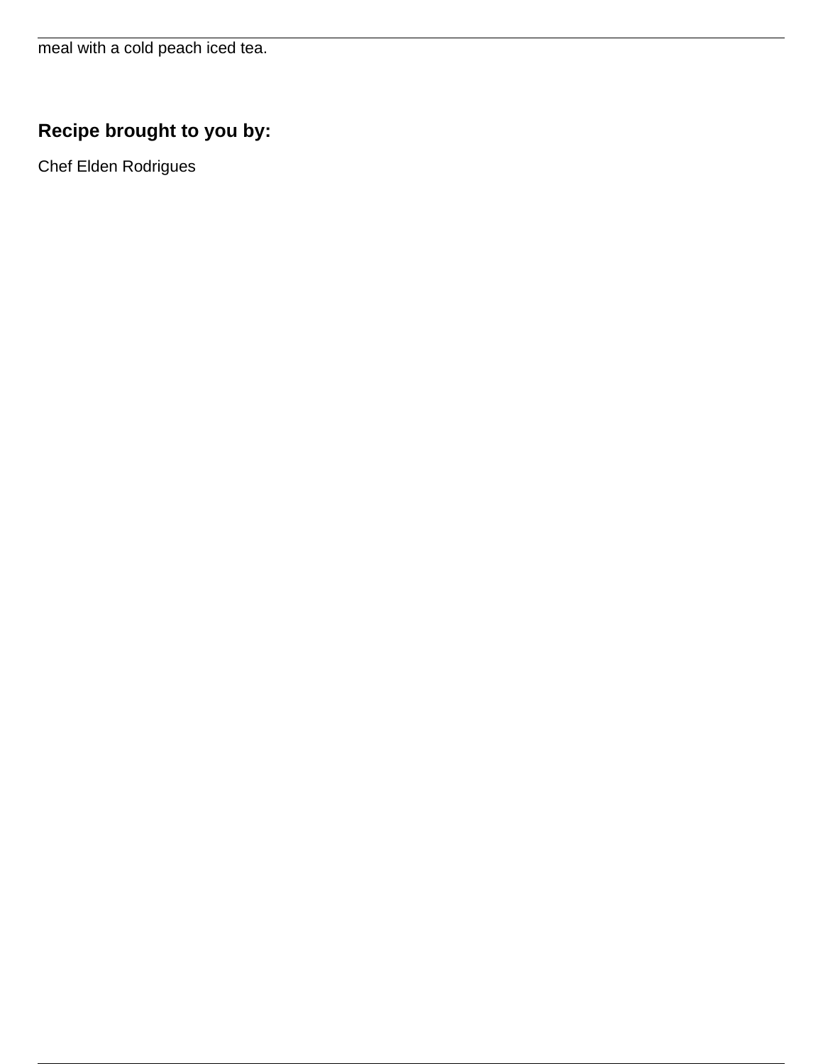meal with a cold peach iced tea.

## Recipe brought to you by:

Chef Elden Rodrigues